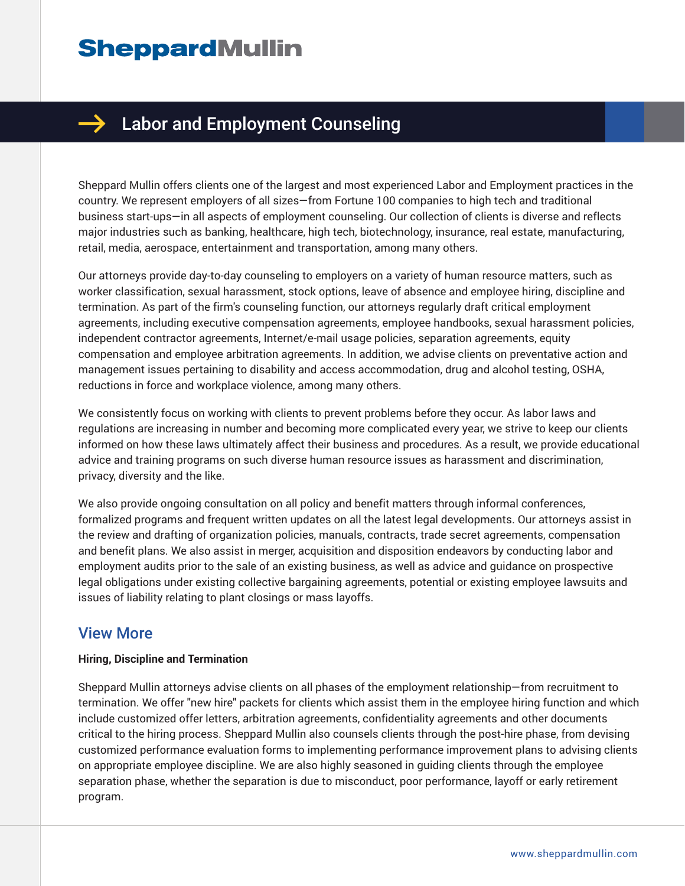# SheppardMullin

## Labor and Employment Counseling

Sheppard Mullin offers clients one of the largest and most experienced Labor and Employment practices in the country. We represent employers of all sizes—from Fortune 100 companies to high tech and traditional business start-ups—in all aspects of employment counseling. Our collection of clients is diverse and reflects major industries such as banking, healthcare, high tech, biotechnology, insurance, real estate, manufacturing, retail, media, aerospace, entertainment and transportation, among many others.

Our attorneys provide day-to-day counseling to employers on a variety of human resource matters, such as worker classification, sexual harassment, stock options, leave of absence and employee hiring, discipline and termination. As part of the firm's counseling function, our attorneys regularly draft critical employment agreements, including executive compensation agreements, employee handbooks, sexual harassment policies, independent contractor agreements, Internet/e-mail usage policies, separation agreements, equity compensation and employee arbitration agreements. In addition, we advise clients on preventative action and management issues pertaining to disability and access accommodation, drug and alcohol testing, OSHA, reductions in force and workplace violence, among many others.

We consistently focus on working with clients to prevent problems before they occur. As labor laws and regulations are increasing in number and becoming more complicated every year, we strive to keep our clients informed on how these laws ultimately affect their business and procedures. As a result, we provide educational advice and training programs on such diverse human resource issues as harassment and discrimination, privacy, diversity and the like.

We also provide ongoing consultation on all policy and benefit matters through informal conferences, formalized programs and frequent written updates on all the latest legal developments. Our attorneys assist in the review and drafting of organization policies, manuals, contracts, trade secret agreements, compensation and benefit plans. We also assist in merger, acquisition and disposition endeavors by conducting labor and employment audits prior to the sale of an existing business, as well as advice and guidance on prospective legal obligations under existing collective bargaining agreements, potential or existing employee lawsuits and issues of liability relating to plant closings or mass layoffs.

## View More

**Hiring, Discipline and Termination**

Sheppard Mullin attorneys advise clients on all phases of the employment relationship—from recruitment to termination. We offer "new hire" packets for clients which assist them in the employee hiring function and which include customized offer letters, arbitration agreements, confidentiality agreements and other documents critical to the hiring process. Sheppard Mullin also counsels clients through the post-hire phase, from devising customized performance evaluation forms to implementing performance improvement plans to advising clients on appropriate employee discipline. We are also highly seasoned in guiding clients through the employee separation phase, whether the separation is due to misconduct, poor performance, layoff or early retirement program.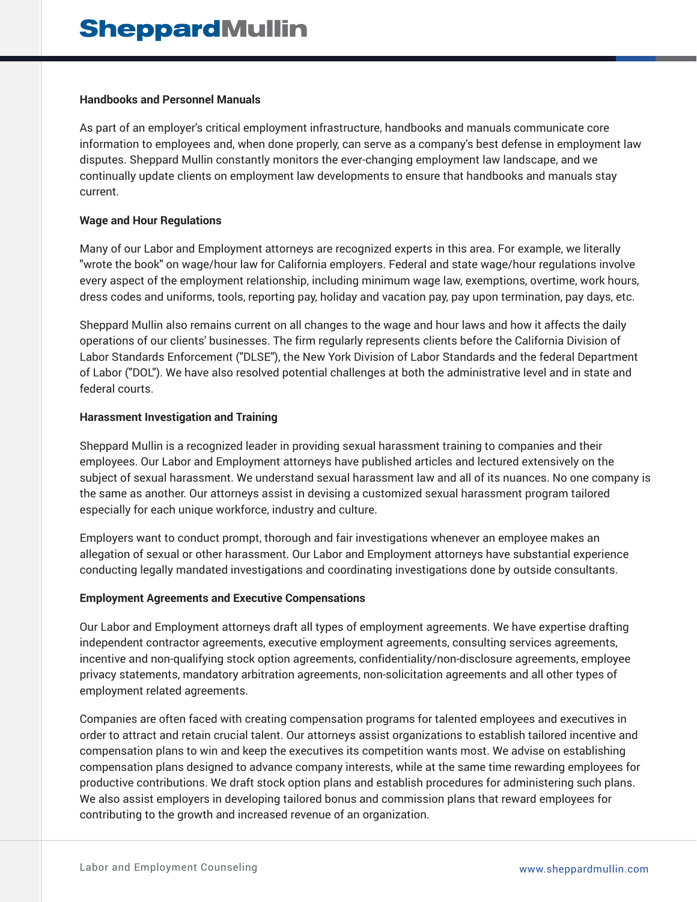### Handbooks and Personnel Manuals

As part of an employer's critical employment infrastructure, handbooks and manuals communicate core information to employees and, when done properly, can serve as a company's best defense in employment law disputes. Sheppard Mullin constantly monitors the ever-changing employment law landscape, and we continually update clients on employment law developments to ensure that handbooks and manuals stay current.

### Wage and Hour Regulations

Many of our Labor and Employment attorneys are recognized experts in this area. For example, we literally "wrote the book" on wage/hour law for California employers. Federal and state wage/hour regulations involve every aspect of the employment relationship, including minimum wage law, exemptions, overtime, work hours, dress codes and uniforms, tools, reporting pay, holiday and vacation pay, pay upon termination, pay days, etc.

Sheppard Mullin also remains current on all changes to the wage and hour laws and how it affects the daily operations of our clients' businesses. The firm regularly represents clients before the California Division of Labor Standards Enforcement ("DLSE"), the New York Division of Labor Standards and the federal Department of Labor ("DOL"). We have also resolved potential challenges at both the administrative level and in state and federal courts.

### Harassment Investigation and Training

Sheppard Mullin is a recognized leader in providing sexual harassment training to companies and their employees. Our Labor and Employment attorneys have published articles and lectured extensively on the subject of sexual harassment. We understand sexual harassment law and all of its nuances. No one company is the same as another. Our attorneys assist in devising a customized sexual harassment program tailored especially for each unique workforce, industry and culture.

Employers want to conduct prompt, thorough and fair investigations whenever an employee makes an allegation of sexual or other harassment. Our Labor and Employment attorneys have substantial experience conducting legally mandated investigations and coordinating investigations done by outside consultants.

### Employment Agreements and Executive Compensations

Our Labor and Employment attorneys draft all types of employment agreements. We have expertise drafting independent contractor agreements, executive employment agreements, consulting services agreements, incentive and non-qualifying stock option agreements, confidentiality/non-disclosure agreements, employee privacy statements, mandatory arbitration agreements, non-solicitation agreements and all other types of employment related agreements.

Companies are often faced with creating compensation programs for talented employees and executives in order to attract and retain crucial talent. Our attorneys assist organizations to establish tailored incentive and compensation plans to win and keep the executives its competition wants most. We advise on establishing compensation plans designed to advance company interests, while at the same time rewarding employees for productive contributions. We draft stock option plans and establish procedures for administering such plans. We also assist employers in developing tailored bonus and commission plans that reward employees for contributing to the growth and increased revenue of an organization.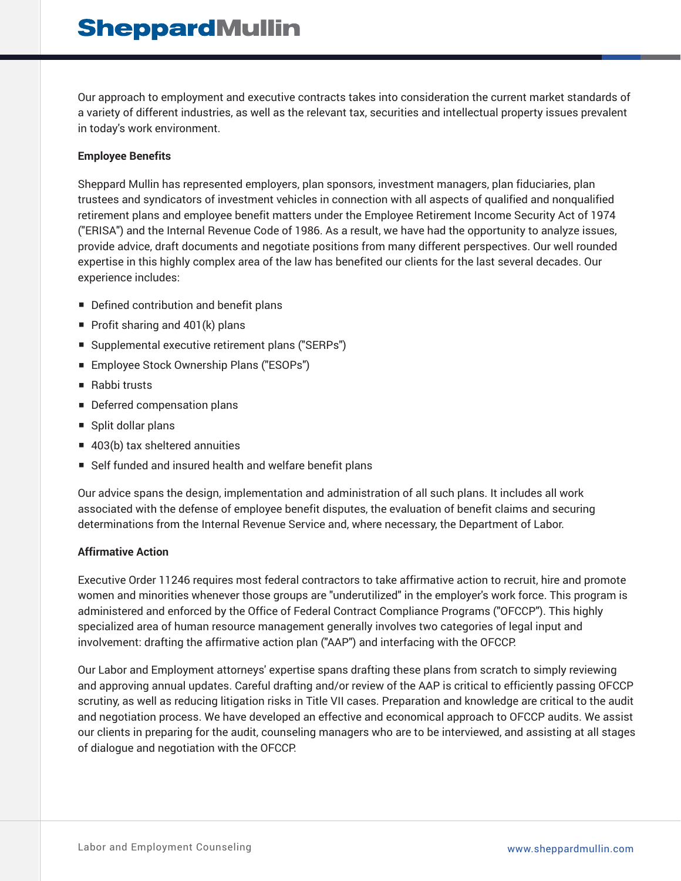Our approach to employment and executive contracts takes into consideration the current market standards of a variety of different industries, as well as the relevant tax, securities and intellectual property issues prevalent in today's work environment.

**Employee Benefits**

Sheppard Mullin has represented employers, plan sponsors, investment managers, plan fiduciaries, plan trustees and syndicators of investment vehicles in connection with all aspects of qualified and nonqualified retirement plans and employee benefit matters under the Employee Retirement Income Security Act of 1974 ("ERISA") and the Internal Revenue Code of 1986. As a result, we have had the opportunity to analyze issues, provide advice, draft documents and negotiate positions from many different perspectives. Our well rounded expertise in this highly complex area of the law has benefited our clients for the last several decades. Our experience includes:

- Defined contribution and benefit plans
- Profit sharing and 401(k) plans
- Supplemental executive retirement plans ("SERPs")
- Employee Stock Ownership Plans ("ESOPs")
- Rabbi trusts
- Deferred compensation plans
- Split dollar plans
- 403(b) tax sheltered annuities
- Self funded and insured health and welfare benefit plans

Our advice spans the design, implementation and administration of all such plans. It includes all work associated with the defense of employee benefit disputes, the evaluation of benefit claims and securing determinations from the Internal Revenue Service and, where necessary, the Department of Labor.

**Affirmative Action**

Executive Order 11246 requires most federal contractors to take affirmative action to recruit, hire and promote women and minorities whenever those groups are "underutilized" in the employer's work force. This program is administered and enforced by the Office of Federal Contract Compliance Programs ("OFCCP"). This highly specialized area of human resource management generally involves two categories of legal input and involvement: drafting the affirmative action plan ("AAP") and interfacing with the OFCCP.

Our Labor and Employment attorneys' expertise spans drafting these plans from scratch to simply reviewing and approving annual updates. Careful drafting and/or review of the AAP is critical to efficiently passing OFCCP scrutiny, as well as reducing litigation risks in Title VII cases. Preparation and knowledge are critical to the audit and negotiation process. We have developed an effective and economical approach to OFCCP audits. We assist our clients in preparing for the audit, counseling managers who are to be interviewed, and assisting at all stages of dialogue and negotiation with the OFCCP.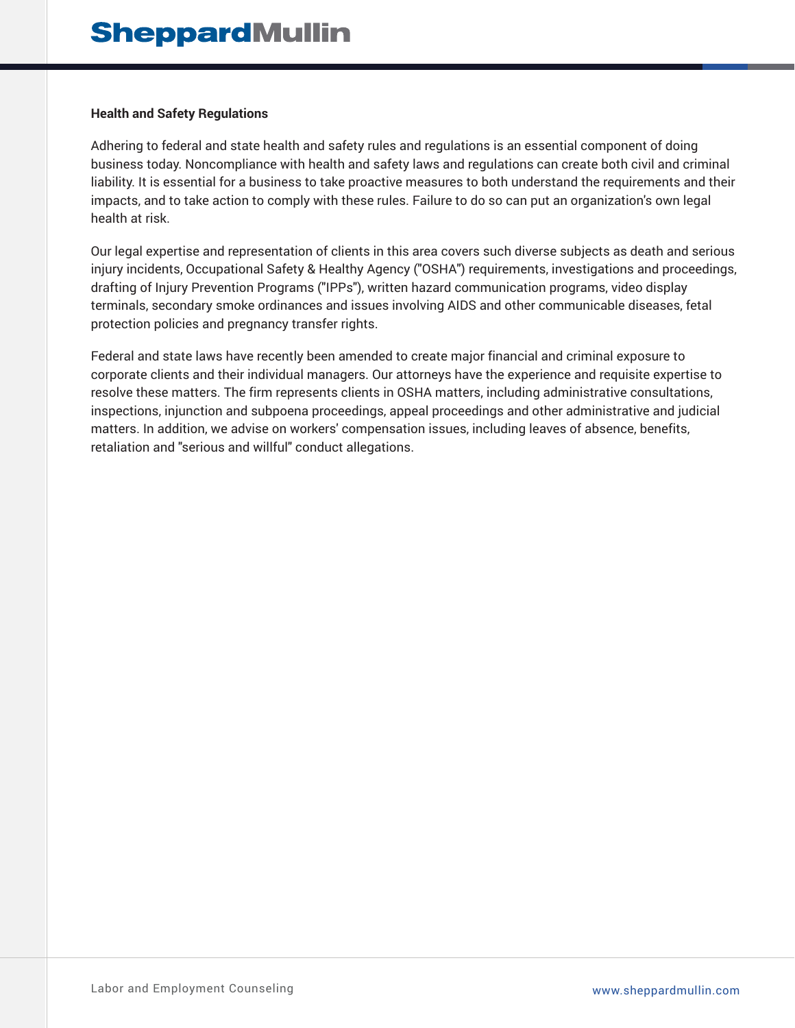### Health and Safety Regulations

Adhering to federal and state health and safety rules and regulations is an essential component of doing business today. Noncompliance with health and safety laws and regulations can create both civil and criminal liability. It is essential for a business to take proactive measures to both understand the requirements and their impacts, and to take action to comply with these rules. Failure to do so can put an organization's own legal health at risk.

Our legal expertise and representation of clients in this area covers such diverse subjects as death and serious injury incidents, Occupational Safety & Healthy Agency ("OSHA") requirements, investigations and proceedings, drafting of Injury Prevention Programs ("IPPs"), written hazard communication programs, video display terminals, secondary smoke ordinances and issues involving AIDS and other communicable diseases, fetal protection policies and pregnancy transfer rights.

Federal and state laws have recently been amended to create major financial and criminal exposure to corporate clients and their individual managers. Our attorneys have the experience and requisite expertise to resolve these matters. The firm represents clients in OSHA matters, including administrative consultations, inspections, injunction and subpoena proceedings, appeal proceedings and other administrative and judicial matters. In addition, we advise on workers' compensation issues, including leaves of absence, benefits, retaliation and "serious and willful" conduct allegations.